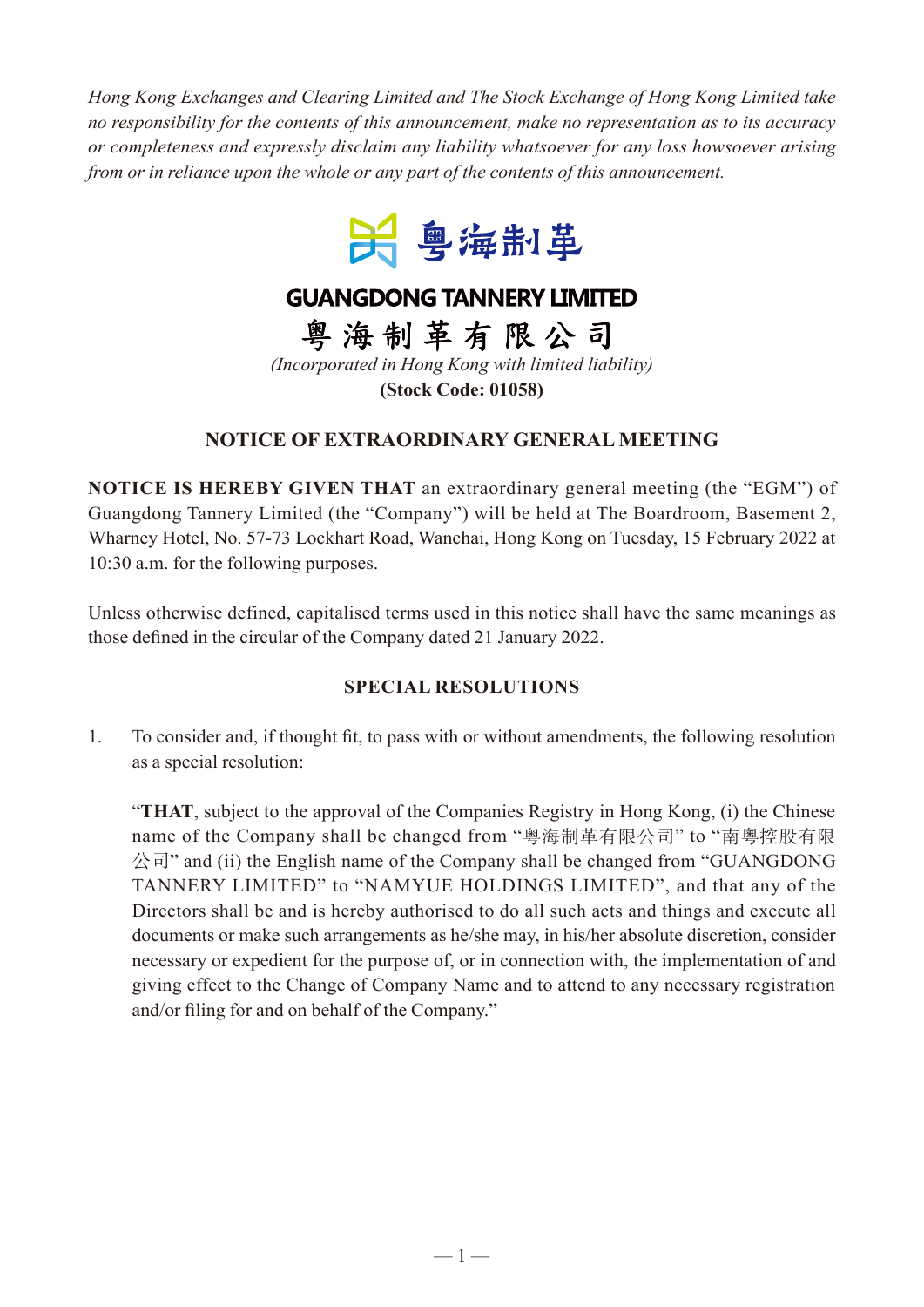*Hong Kong Exchanges and Clearing Limited and The Stock Exchange of Hong Kong Limited take no responsibility for the contents of this announcement, make no representation as to its accuracy or completeness and expressly disclaim any liability whatsoever for any loss howsoever arising from or in reliance upon the whole or any part of the contents of this announcement.*

粵海制革

# GUANGDONG TANNERY LIMITED

# 粵海制革有限公司

*(Incorporated in Hong Kong with limited liability)*

**(Stock Code: 01058)**

## NOTICE OF EXTRAORDINARY GENERAL MEETING

**NOTICE IS HEREBY GIVEN THAT** an extraordinary general meeting (the "EGM") of Guangdong Tannery Limited (the "Company") will be held at The Boardroom, Basement 2, Wharney Hotel, No. 57-73 Lockhart Road, Wanchai, Hong Kong on Tuesday, 15 February 2022 at 10:30 a.m. for the following purposes.

Unless otherwise defined, capitalised terms used in this notice shall have the same meanings as those defined in the circular of the Company dated 21 January 2022.

### SPECIAL RESOLUTIONS

1. To consider and, if thought fit, to pass with or without amendments, the following resolution as a special resolution:

   "**THAT**, subject to the approval of the Companies Registry in Hong Kong, (i) the Chinese name of the Company shall be changed from "粵海制革有限公司" to "南粵控股有限公司" and (ii) the English name of the Company shall be changed from "GUANGDONG TANNERY LIMITED" to "NAMYUE HOLDINGS LIMITED", and that any of the Directors shall be and is hereby authorised to do all such acts and things and execute all documents or make such arrangements as he/she may, in his/her absolute discretion, consider necessary or expedient for the purpose of, or in connection with, the implementation of and giving effect to the Change of Company Name and to attend to any necessary registration and/or filing for and on behalf of the Company."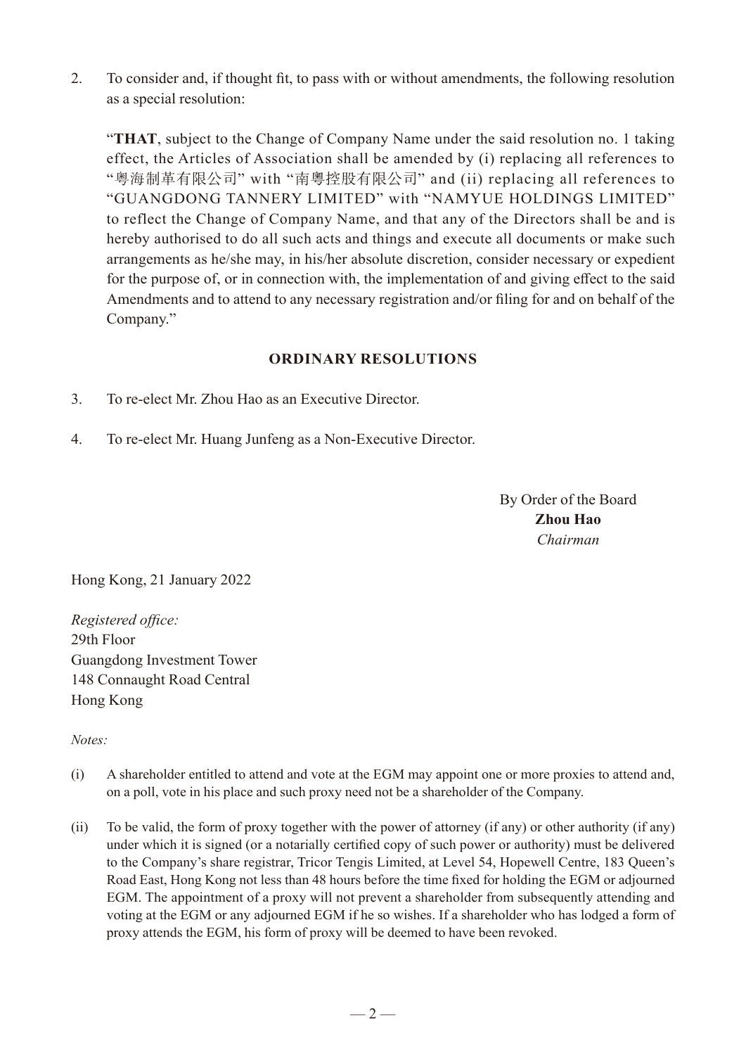2. To consider and, if thought fit, to pass with or without amendments, the following resolution as a special resolution:

 "**THAT**, subject to the Change of Company Name under the said resolution no. 1 taking effect, the Articles of Association shall be amended by (i) replacing all references to "粵海制革有限公司" with "南粵控股有限公司" and (ii) replacing all references to "GUANGDONG TANNERY LIMITED" with "NAMYUE HOLDINGS LIMITED" to reflect the Change of Company Name, and that any of the Directors shall be and is hereby authorised to do all such acts and things and execute all documents or make such arrangements as he/she may, in his/her absolute discretion, consider necessary or expedient for the purpose of, or in connection with, the implementation of and giving effect to the said Amendments and to attend to any necessary registration and/or filing for and on behalf of the Company."

## ORDINARY RESOLUTIONS

3. To re-elect Mr. Zhou Hao as an Executive Director.

4. To re-elect Mr. Huang Junfeng as a Non-Executive Director.

By Order of the Board
**Zhou Hao**
*Chairman*

Hong Kong, 21 January 2022

*Registered office:*
29th Floor
Guangdong Investment Tower
148 Connaught Road Central
Hong Kong

*Notes:*

(i) A shareholder entitled to attend and vote at the EGM may appoint one or more proxies to attend and, on a poll, vote in his place and such proxy need not be a shareholder of the Company.

(ii) To be valid, the form of proxy together with the power of attorney (if any) or other authority (if any) under which it is signed (or a notarially certified copy of such power or authority) must be delivered to the Company's share registrar, Tricor Tengis Limited, at Level 54, Hopewell Centre, 183 Queen's Road East, Hong Kong not less than 48 hours before the time fixed for holding the EGM or adjourned EGM. The appointment of a proxy will not prevent a shareholder from subsequently attending and voting at the EGM or any adjourned EGM if he so wishes. If a shareholder who has lodged a form of proxy attends the EGM, his form of proxy will be deemed to have been revoked.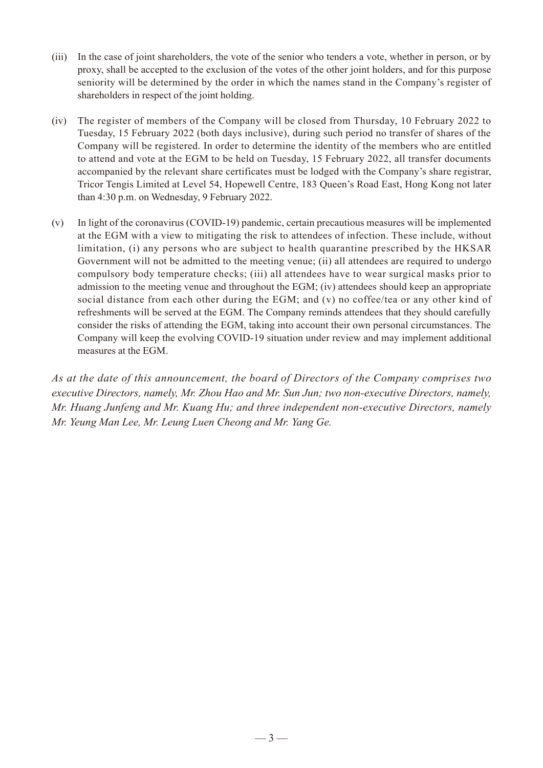(iii) In the case of joint shareholders, the vote of the senior who tenders a vote, whether in person, or by proxy, shall be accepted to the exclusion of the votes of the other joint holders, and for this purpose seniority will be determined by the order in which the names stand in the Company's register of shareholders in respect of the joint holding.

(iv) The register of members of the Company will be closed from Thursday, 10 February 2022 to Tuesday, 15 February 2022 (both days inclusive), during such period no transfer of shares of the Company will be registered. In order to determine the identity of the members who are entitled to attend and vote at the EGM to be held on Tuesday, 15 February 2022, all transfer documents accompanied by the relevant share certificates must be lodged with the Company's share registrar, Tricor Tengis Limited at Level 54, Hopewell Centre, 183 Queen's Road East, Hong Kong not later than 4:30 p.m. on Wednesday, 9 February 2022.

(v) In light of the coronavirus (COVID-19) pandemic, certain precautious measures will be implemented at the EGM with a view to mitigating the risk to attendees of infection. These include, without limitation, (i) any persons who are subject to health quarantine prescribed by the HKSAR Government will not be admitted to the meeting venue; (ii) all attendees are required to undergo compulsory body temperature checks; (iii) all attendees have to wear surgical masks prior to admission to the meeting venue and throughout the EGM; (iv) attendees should keep an appropriate social distance from each other during the EGM; and (v) no coffee/tea or any other kind of refreshments will be served at the EGM. The Company reminds attendees that they should carefully consider the risks of attending the EGM, taking into account their own personal circumstances. The Company will keep the evolving COVID-19 situation under review and may implement additional measures at the EGM.

*As at the date of this announcement, the board of Directors of the Company comprises two executive Directors, namely, Mr. Zhou Hao and Mr. Sun Jun; two non-executive Directors, namely, Mr. Huang Junfeng and Mr. Kuang Hu; and three independent non-executive Directors, namely Mr. Yeung Man Lee, Mr. Leung Luen Cheong and Mr. Yang Ge.*